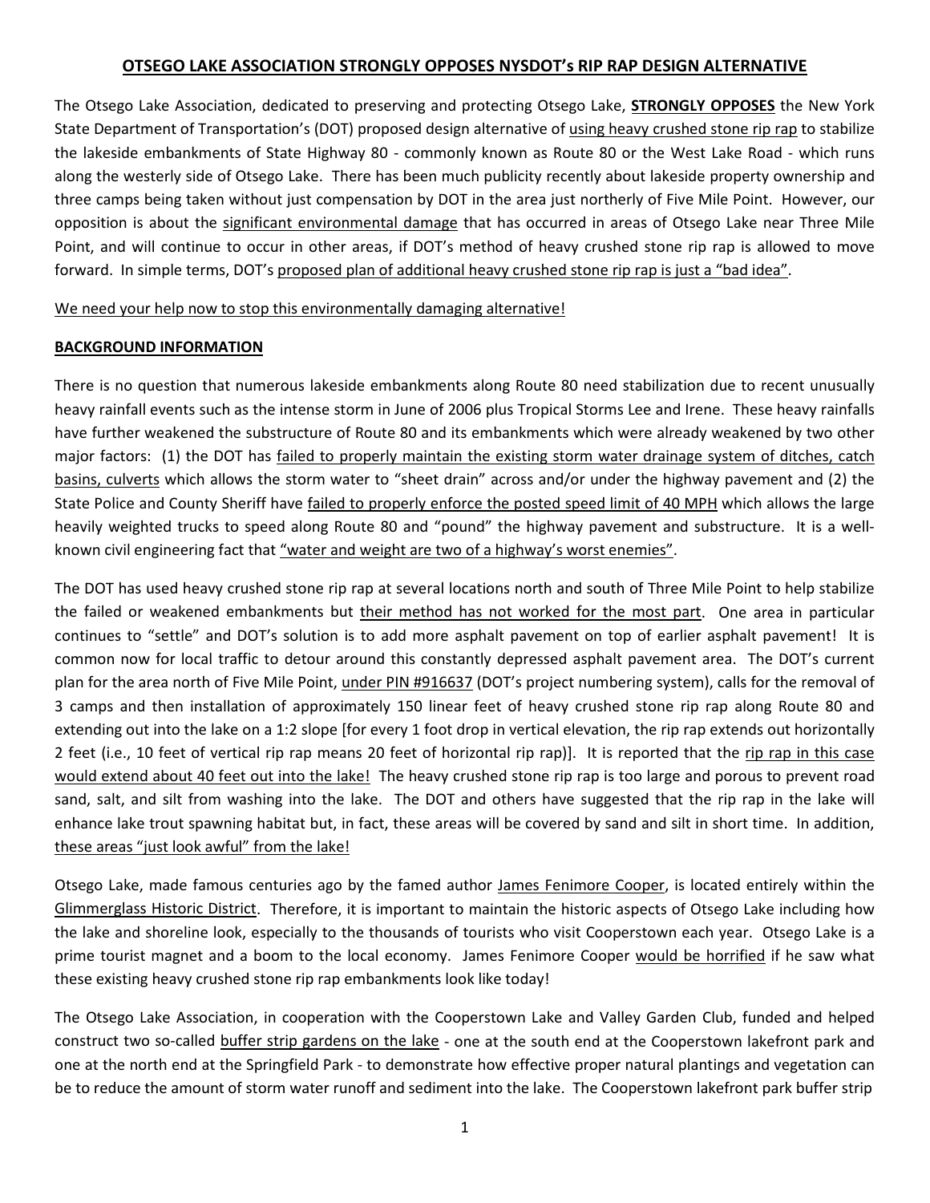# <u>**OTSEGO LAKE ASSOCIATION STRONGLY OPPOSES NYSDOT's RIP RAP DESIGN ALTERNATIVE**</u>

The Otsego Lake Association, dedicated to preserving and protecting Otsego Lake, <u>**STRONGLY OPPOSES**</u> the New York State Department of Transportation's (DOT) proposed design alternative of <u>using heavy crushed stone rip rap</u> to stabilize the lakeside embankments of State Highway 80 - commonly known as Route 80 or the West Lake Road - which runs along the westerly side of Otsego Lake. There has been much publicity recently about lakeside property ownership and three camps being taken without just compensation by DOT in the area just northerly of Five Mile Point. However, our opposition is about the <u>significant environmental damage</u> that has occurred in areas of Otsego Lake near Three Mile Point, and will continue to occur in other areas, if DOT's method of heavy crushed stone rip rap is allowed to move forward. In simple terms, DOT's <u>proposed plan of additional heavy crushed stone rip rap is just a "bad idea"</u>.

<u>We need your help now to stop this environmentally damaging alternative!</u>

## <u>**BACKGROUND INFORMATION**</u>

There is no question that numerous lakeside embankments along Route 80 need stabilization due to recent unusually heavy rainfall events such as the intense storm in June of 2006 plus Tropical Storms Lee and Irene. These heavy rainfalls have further weakened the substructure of Route 80 and its embankments which were already weakened by two other major factors: (1) the DOT has <u>failed to properly maintain the existing storm water drainage system of ditches, catch basins, culverts</u> which allows the storm water to "sheet drain" across and/or under the highway pavement and (2) the State Police and County Sheriff have <u>failed to properly enforce the posted speed limit of 40 MPH</u> which allows the large heavily weighted trucks to speed along Route 80 and "pound" the highway pavement and substructure. It is a well-known civil engineering fact that <u>"water and weight are two of a highway's worst enemies"</u>.

The DOT has used heavy crushed stone rip rap at several locations north and south of Three Mile Point to help stabilize the failed or weakened embankments but <u>their method has not worked for the most part</u>. One area in particular continues to "settle" and DOT's solution is to add more asphalt pavement on top of earlier asphalt pavement! It is common now for local traffic to detour around this constantly depressed asphalt pavement area. The DOT's current plan for the area north of Five Mile Point, <u>under PIN #916637</u> (DOT's project numbering system), calls for the removal of 3 camps and then installation of approximately 150 linear feet of heavy crushed stone rip rap along Route 80 and extending out into the lake on a 1:2 slope [for every 1 foot drop in vertical elevation, the rip rap extends out horizontally 2 feet (i.e., 10 feet of vertical rip rap means 20 feet of horizontal rip rap)]. It is reported that the <u>rip rap in this case would extend about 40 feet out into the lake!</u> The heavy crushed stone rip rap is too large and porous to prevent road sand, salt, and silt from washing into the lake. The DOT and others have suggested that the rip rap in the lake will enhance lake trout spawning habitat but, in fact, these areas will be covered by sand and silt in short time. In addition, <u>these areas "just look awful" from the lake!</u>

Otsego Lake, made famous centuries ago by the famed author <u>James Fenimore Cooper</u>, is located entirely within the <u>Glimmerglass Historic District</u>. Therefore, it is important to maintain the historic aspects of Otsego Lake including how the lake and shoreline look, especially to the thousands of tourists who visit Cooperstown each year. Otsego Lake is a prime tourist magnet and a boom to the local economy. James Fenimore Cooper <u>would be horrified</u> if he saw what these existing heavy crushed stone rip rap embankments look like today!

The Otsego Lake Association, in cooperation with the Cooperstown Lake and Valley Garden Club, funded and helped construct two so-called <u>buffer strip gardens on the lake</u> - one at the south end at the Cooperstown lakefront park and one at the north end at the Springfield Park - to demonstrate how effective proper natural plantings and vegetation can be to reduce the amount of storm water runoff and sediment into the lake. The Cooperstown lakefront park buffer strip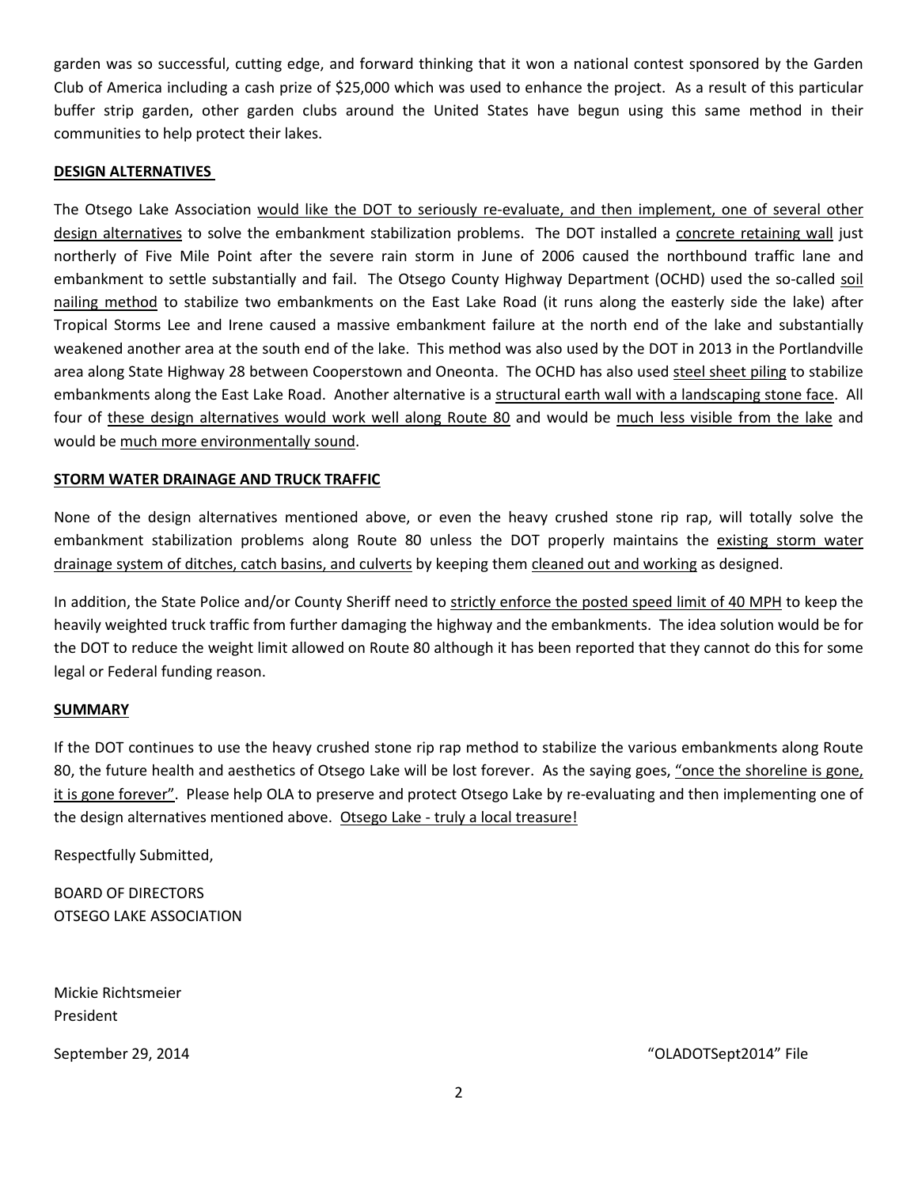garden was so successful, cutting edge, and forward thinking that it won a national contest sponsored by the Garden Club of America including a cash prize of $25,000 which was used to enhance the project. As a result of this particular buffer strip garden, other garden clubs around the United States have begun using this same method in their communities to help protect their lakes.

**DESIGN ALTERNATIVES**

The Otsego Lake Association would like the DOT to seriously re-evaluate, and then implement, one of several other design alternatives to solve the embankment stabilization problems. The DOT installed a concrete retaining wall just northerly of Five Mile Point after the severe rain storm in June of 2006 caused the northbound traffic lane and embankment to settle substantially and fail. The Otsego County Highway Department (OCHD) used the so-called soil nailing method to stabilize two embankments on the East Lake Road (it runs along the easterly side the lake) after Tropical Storms Lee and Irene caused a massive embankment failure at the north end of the lake and substantially weakened another area at the south end of the lake. This method was also used by the DOT in 2013 in the Portlandville area along State Highway 28 between Cooperstown and Oneonta. The OCHD has also used steel sheet piling to stabilize embankments along the East Lake Road. Another alternative is a structural earth wall with a landscaping stone face. All four of these design alternatives would work well along Route 80 and would be much less visible from the lake and would be much more environmentally sound.

**STORM WATER DRAINAGE AND TRUCK TRAFFIC**

None of the design alternatives mentioned above, or even the heavy crushed stone rip rap, will totally solve the embankment stabilization problems along Route 80 unless the DOT properly maintains the existing storm water drainage system of ditches, catch basins, and culverts by keeping them cleaned out and working as designed.

In addition, the State Police and/or County Sheriff need to strictly enforce the posted speed limit of 40 MPH to keep the heavily weighted truck traffic from further damaging the highway and the embankments. The idea solution would be for the DOT to reduce the weight limit allowed on Route 80 although it has been reported that they cannot do this for some legal or Federal funding reason.

**SUMMARY**

If the DOT continues to use the heavy crushed stone rip rap method to stabilize the various embankments along Route 80, the future health and aesthetics of Otsego Lake will be lost forever. As the saying goes, "once the shoreline is gone, it is gone forever". Please help OLA to preserve and protect Otsego Lake by re-evaluating and then implementing one of the design alternatives mentioned above. Otsego Lake - truly a local treasure!

Respectfully Submitted,

BOARD OF DIRECTORS
OTSEGO LAKE ASSOCIATION

Mickie Richtsmeier
President

September 29, 2014 "OLADOTSept2014" File